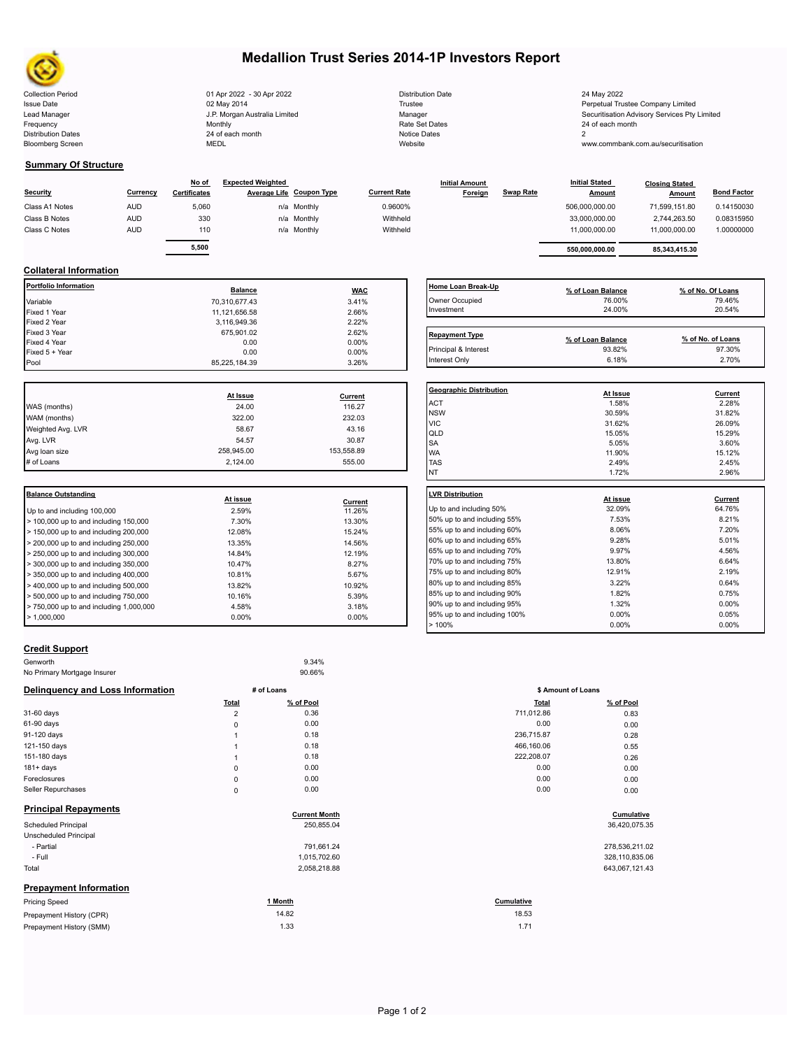# Medallion Trust Series 2014-1P Investors Report

| | | | |
|---|---|---|---|
| Collection Period | 01 Apr 2022 - 30 Apr 2022 | Distribution Date | 24 May 2022 |
| Issue Date | 02 May 2014 | Trustee | Perpetual Trustee Company Limited |
| Lead Manager | J.P. Morgan Australia Limited | Manager | Securitisation Advisory Services Pty Limited |
| Frequency | Monthly | Rate Set Dates | 24 of each month |
| Distribution Dates | 24 of each month | Notice Dates | 2 |
| Bloomberg Screen | MEDL | Website | www.commbank.com.au/securitisation |

## Summary Of Structure

| Security | Currency | No of Certificates | Expected Weighted Average Life | Coupon Type | Current Rate | Initial Amount Foreign | Swap Rate | Initial Stated Amount | Closing Stated Amount | Bond Factor |
|---|---|---|---|---|---|---|---|---|---|---|
| Class A1 Notes | AUD | 5,060 | n/a | Monthly | 0.9600% | | | 506,000,000.00 | 71,599,151.80 | 0.14150030 |
| Class B Notes | AUD | 330 | n/a | Monthly | Withheld | | | 33,000,000.00 | 2,744,263.50 | 0.08315950 |
| Class C Notes | AUD | 110 | n/a | Monthly | Withheld | | | 11,000,000.00 | 11,000,000.00 | 1.00000000 |
| | | 5,500 | | | | | | 550,000,000.00 | 85,343,415.30 | |

## Collateral Information

| Portfolio Information | Balance | WAC |
|---|---|---|
| Variable | 70,310,677.43 | 3.41% |
| Fixed 1 Year | 11,121,656.58 | 2.66% |
| Fixed 2 Year | 3,116,949.36 | 2.22% |
| Fixed 3 Year | 675,901.02 | 2.62% |
| Fixed 4 Year | 0.00 | 0.00% |
| Fixed 5 + Year | 0.00 | 0.00% |
| Pool | 85,225,184.39 | 3.26% |

| Home Loan Break-Up | % of Loan Balance | % of No. Of Loans |
|---|---|---|
| Owner Occupied | 76.00% | 79.46% |
| Investment | 24.00% | 20.54% |

| Repayment Type | % of Loan Balance | % of No. of Loans |
|---|---|---|
| Principal & Interest | 93.82% | 97.30% |
| Interest Only | 6.18% | 2.70% |

| | At Issue | Current |
|---|---|---|
| WAS (months) | 24.00 | 116.27 |
| WAM (months) | 322.00 | 232.03 |
| Weighted Avg. LVR | 58.67 | 43.16 |
| Avg. LVR | 54.57 | 30.87 |
| Avg loan size | 258,945.00 | 153,558.89 |
| # of Loans | 2,124.00 | 555.00 |

| Geographic Distribution | At Issue | Current |
|---|---|---|
| ACT | 1.58% | 2.28% |
| NSW | 30.59% | 31.82% |
| VIC | 31.62% | 26.09% |
| QLD | 15.05% | 15.29% |
| SA | 5.05% | 3.60% |
| WA | 11.90% | 15.12% |
| TAS | 2.49% | 2.45% |
| NT | 1.72% | 2.96% |

| Balance Outstanding | At issue | Current |
|---|---|---|
| Up to and including 100,000 | 2.59% | 11.26% |
| > 100,000 up to and including 150,000 | 7.30% | 13.30% |
| > 150,000 up to and including 200,000 | 12.08% | 15.24% |
| > 200,000 up to and including 250,000 | 13.35% | 14.56% |
| > 250,000 up to and including 300,000 | 14.84% | 12.19% |
| > 300,000 up to and including 350,000 | 10.47% | 8.27% |
| > 350,000 up to and including 400,000 | 10.81% | 5.67% |
| > 400,000 up to and including 500,000 | 13.82% | 10.92% |
| > 500,000 up to and including 750,000 | 10.16% | 5.39% |
| > 750,000 up to and including 1,000,000 | 4.58% | 3.18% |
| > 1,000,000 | 0.00% | 0.00% |

| LVR Distribution | At issue | Current |
|---|---|---|
| Up to and including 50% | 32.09% | 64.76% |
| 50% up to and including 55% | 7.53% | 8.21% |
| 55% up to and including 60% | 8.06% | 7.20% |
| 60% up to and including 65% | 9.28% | 5.01% |
| 65% up to and including 70% | 9.97% | 4.56% |
| 70% up to and including 75% | 13.80% | 6.64% |
| 75% up to and including 80% | 12.91% | 2.19% |
| 80% up to and including 85% | 3.22% | 0.64% |
| 85% up to and including 90% | 1.82% | 0.75% |
| 90% up to and including 95% | 1.32% | 0.00% |
| 95% up to and including 100% | 0.00% | 0.05% |
| > 100% | 0.00% | 0.00% |

## Credit Support

| | |
|---|---|
| Genworth | 9.34% |
| No Primary Mortgage Insurer | 90.66% |

## Delinquency and Loss Information

| | # of Loans Total | # of Loans % of Pool | $ Amount of Loans Total | $ Amount of Loans % of Pool |
|---|---|---|---|---|
| 31-60 days | 2 | 0.36 | 711,012.86 | 0.83 |
| 61-90 days | 0 | 0.00 | 0.00 | 0.00 |
| 91-120 days | 1 | 0.18 | 236,715.87 | 0.28 |
| 121-150 days | 1 | 0.18 | 466,160.06 | 0.55 |
| 151-180 days | 1 | 0.18 | 222,208.07 | 0.26 |
| 181+ days | 0 | 0.00 | 0.00 | 0.00 |
| Foreclosures | 0 | 0.00 | 0.00 | 0.00 |
| Seller Repurchases | 0 | 0.00 | 0.00 | 0.00 |

## Principal Repayments

| | Current Month | Cumulative |
|---|---|---|
| Scheduled Principal | 250,855.04 | 36,420,075.35 |
| Unscheduled Principal | | |
| - Partial | 791,661.24 | 278,536,211.02 |
| - Full | 1,015,702.60 | 328,110,835.06 |
| Total | 2,058,218.88 | 643,067,121.43 |

## Prepayment Information

| Pricing Speed | 1 Month | Cumulative |
|---|---|---|
| Prepayment History (CPR) | 14.82 | 18.53 |
| Prepayment History (SMM) | 1.33 | 1.71 |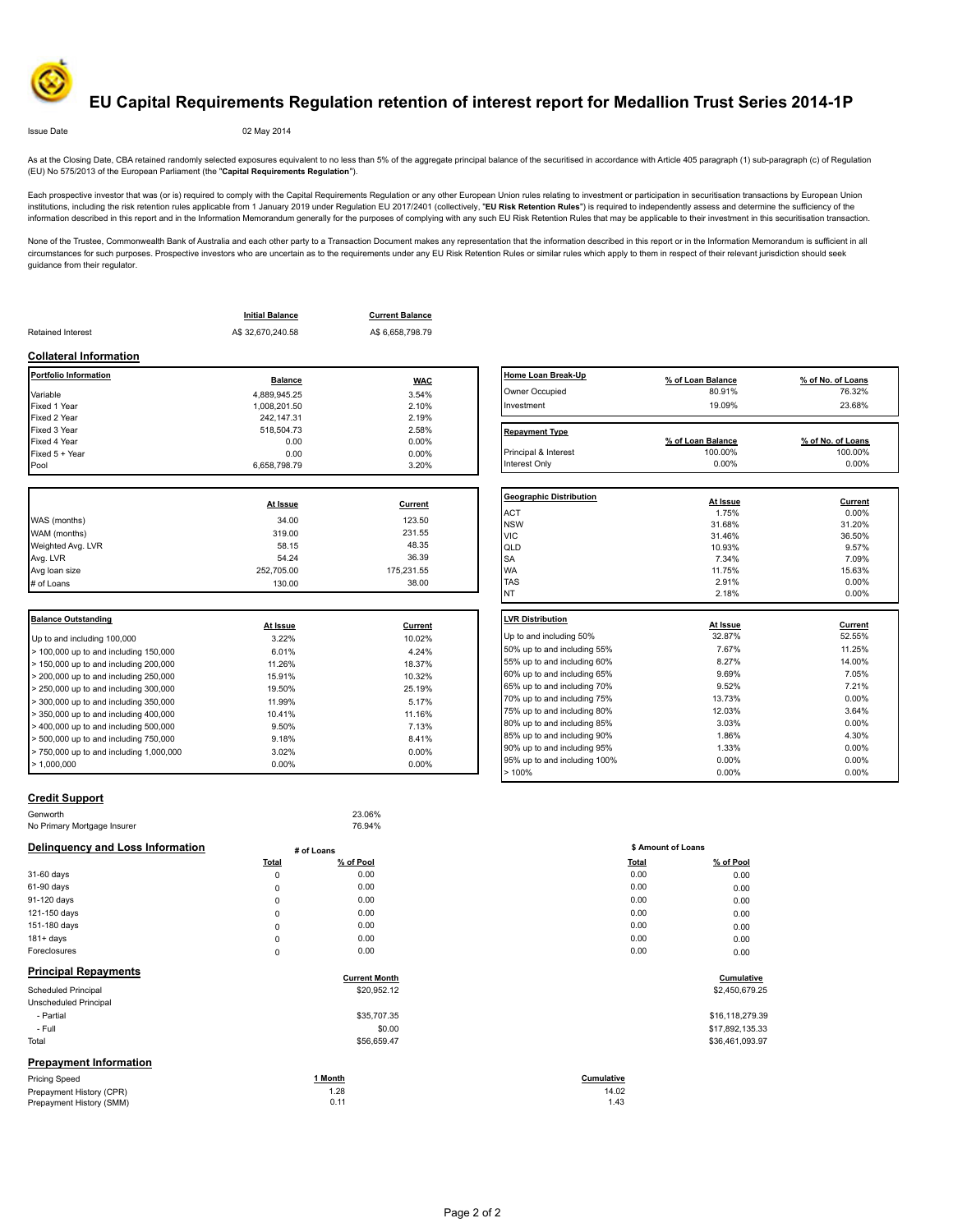# EU Capital Requirements Regulation retention of interest report for Medallion Trust Series 2014-1P

Issue Date 02 May 2014

As at the Closing Date, CBA retained randomly selected exposures equivalent to no less than 5% of the aggregate principal balance of the securitised in accordance with Article 405 paragraph (1) sub-paragraph (c) of Regulation (EU) No 575/2013 of the European Parliament (the "**Capital Requirements Regulation**").

Each prospective investor that was (or is) required to comply with the Capital Requirements Regulation or any other European Union rules relating to investment or participation in securitisation transactions by European Union institutions, including the risk retention rules applicable from 1 January 2019 under Regulation EU 2017/2401 (collectively, "**EU Risk Retention Rules**") is required to independently assess and determine the sufficiency of the information described in this report and in the Information Memorandum generally for the purposes of complying with any such EU Risk Retention Rules that may be applicable to their investment in this securitisation transaction.

None of the Trustee, Commonwealth Bank of Australia and each other party to a Transaction Document makes any representation that the information described in this report or in the Information Memorandum is sufficient in all circumstances for such purposes. Prospective investors who are uncertain as to the requirements under any EU Risk Retention Rules or similar rules which apply to them in respect of their relevant jurisdiction should seek guidance from their regulator.

| | Initial Balance | Current Balance |
|---|---|---|
| Retained Interest | A$ 32,670,240.58 | A$ 6,658,798.79 |

## Collateral Information

| Portfolio Information | Balance | WAC |
|---|---|---|
| Variable | 4,889,945.25 | 3.54% |
| Fixed 1 Year | 1,008,201.50 | 2.10% |
| Fixed 2 Year | 242,147.31 | 2.19% |
| Fixed 3 Year | 518,504.73 | 2.58% |
| Fixed 4 Year | 0.00 | 0.00% |
| Fixed 5 + Year | 0.00 | 0.00% |
| Pool | 6,658,798.79 | 3.20% |

| | At Issue | Current |
|---|---|---|
| WAS (months) | 34.00 | 123.50 |
| WAM (months) | 319.00 | 231.55 |
| Weighted Avg. LVR | 58.15 | 48.35 |
| Avg. LVR | 54.24 | 36.39 |
| Avg loan size | 252,705.00 | 175,231.55 |
| # of Loans | 130.00 | 38.00 |

| Balance Outstanding | At Issue | Current |
|---|---|---|
| Up to and including 100,000 | 3.22% | 10.02% |
| > 100,000 up to and including 150,000 | 6.01% | 4.24% |
| > 150,000 up to and including 200,000 | 11.26% | 18.37% |
| > 200,000 up to and including 250,000 | 15.91% | 10.32% |
| > 250,000 up to and including 300,000 | 19.50% | 25.19% |
| > 300,000 up to and including 350,000 | 11.99% | 5.17% |
| > 350,000 up to and including 400,000 | 10.41% | 11.16% |
| > 400,000 up to and including 500,000 | 9.50% | 7.13% |
| > 500,000 up to and including 750,000 | 9.18% | 8.41% |
| > 750,000 up to and including 1,000,000 | 3.02% | 0.00% |
| > 1,000,000 | 0.00% | 0.00% |

| Home Loan Break-Up | % of Loan Balance | % of No. of Loans |
|---|---|---|
| Owner Occupied | 80.91% | 76.32% |
| Investment | 19.09% | 23.68% |

| Repayment Type | % of Loan Balance | % of No. of Loans |
|---|---|---|
| Principal & Interest | 100.00% | 100.00% |
| Interest Only | 0.00% | 0.00% |

| Geographic Distribution | At Issue | Current |
|---|---|---|
| ACT | 1.75% | 0.00% |
| NSW | 31.68% | 31.20% |
| VIC | 31.46% | 36.50% |
| QLD | 10.93% | 9.57% |
| SA | 7.34% | 7.09% |
| WA | 11.75% | 15.63% |
| TAS | 2.91% | 0.00% |
| NT | 2.18% | 0.00% |

| LVR Distribution | At Issue | Current |
|---|---|---|
| Up to and including 50% | 32.87% | 52.55% |
| 50% up to and including 55% | 7.67% | 11.25% |
| 55% up to and including 60% | 8.27% | 14.00% |
| 60% up to and including 65% | 9.69% | 7.05% |
| 65% up to and including 70% | 9.52% | 7.21% |
| 70% up to and including 75% | 13.73% | 0.00% |
| 75% up to and including 80% | 12.03% | 3.64% |
| 80% up to and including 85% | 3.03% | 0.00% |
| 85% up to and including 90% | 1.86% | 4.30% |
| 90% up to and including 95% | 1.33% | 0.00% |
| 95% up to and including 100% | 0.00% | 0.00% |
| > 100% | 0.00% | 0.00% |

## Credit Support

| | |
|---|---|
| Genworth | 23.06% |
| No Primary Mortgage Insurer | 76.94% |

## Delinquency and Loss Information

| | # of Loans | | \$ Amount of Loans | |
|---|---|---|---|---|
| | Total | % of Pool | Total | % of Pool |
| 31-60 days | 0 | 0.00 | 0.00 | 0.00 |
| 61-90 days | 0 | 0.00 | 0.00 | 0.00 |
| 91-120 days | 0 | 0.00 | 0.00 | 0.00 |
| 121-150 days | 0 | 0.00 | 0.00 | 0.00 |
| 151-180 days | 0 | 0.00 | 0.00 | 0.00 |
| 181+ days | 0 | 0.00 | 0.00 | 0.00 |
| Foreclosures | 0 | 0.00 | 0.00 | 0.00 |

## Principal Repayments

| | Current Month | Cumulative |
|---|---|---|
| Scheduled Principal | \$20,952.12 | \$2,450,679.25 |
| Unscheduled Principal | | |
| - Partial | \$35,707.35 | \$16,118,279.39 |
| - Full | \$0.00 | \$17,892,135.33 |
| Total | \$56,659.47 | \$36,461,093.97 |

## Prepayment Information

| Pricing Speed | 1 Month | Cumulative |
|---|---|---|
| Prepayment History (CPR) | 1.28 | 14.02 |
| Prepayment History (SMM) | 0.11 | 1.43 |